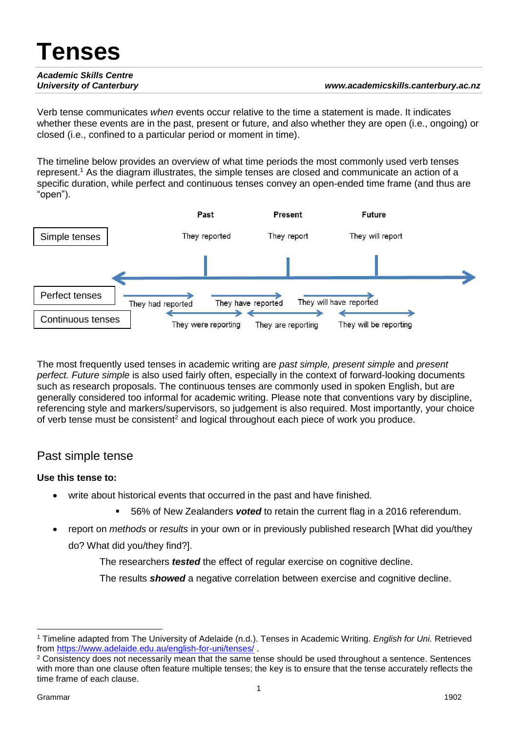# Tenses

***Academic Skills Centre***
***University of Canterbury*** ***www.academicskills.canterbury.ac.nz***

Verb tense communicates *when* events occur relative to the time a statement is made. It indicates whether these events are in the past, present or future, and also whether they are open (i.e., ongoing) or closed (i.e., confined to a particular period or moment in time).

The timeline below provides an overview of what time periods the most commonly used verb tenses represent.[1] As the diagram illustrates, the simple tenses are closed and communicate an action of a specific duration, while perfect and continuous tenses convey an open-ended time frame (and thus are "open").

| | Past | Present | Future |
| --- | --- | --- | --- |
| Simple tenses | They reported | They report | They will report |
| Perfect tenses | They had reported | They have reported | They will have reported |
| Continuous tenses | They were reporting | They are reporting | They will be reporting |

The most frequently used tenses in academic writing are *past simple, present simple* and *present perfect. Future simple* is also used fairly often, especially in the context of forward-looking documents such as research proposals. The continuous tenses are commonly used in spoken English, but are generally considered too informal for academic writing. Please note that conventions vary by discipline, referencing style and markers/supervisors, so judgement is also required. Most importantly, your choice of verb tense must be consistent[2] and logical throughout each piece of work you produce.

## Past simple tense

**Use this tense to:**

- write about historical events that occurred in the past and have finished.
  - 56% of New Zealanders ***voted*** to retain the current flag in a 2016 referendum.
- report on *methods* or *results* in your own or in previously published research [What did you/they do? What did you/they find?].

  The researchers ***tested*** the effect of regular exercise on cognitive decline.

  The results ***showed*** a negative correlation between exercise and cognitive decline.

---

[1] Timeline adapted from The University of Adelaide (n.d.). Tenses in Academic Writing. *English for Uni.* Retrieved from https://www.adelaide.edu.au/english-for-uni/tenses/ .

[2] Consistency does not necessarily mean that the same tense should be used throughout a sentence. Sentences with more than one clause often feature multiple tenses; the key is to ensure that the tense accurately reflects the time frame of each clause.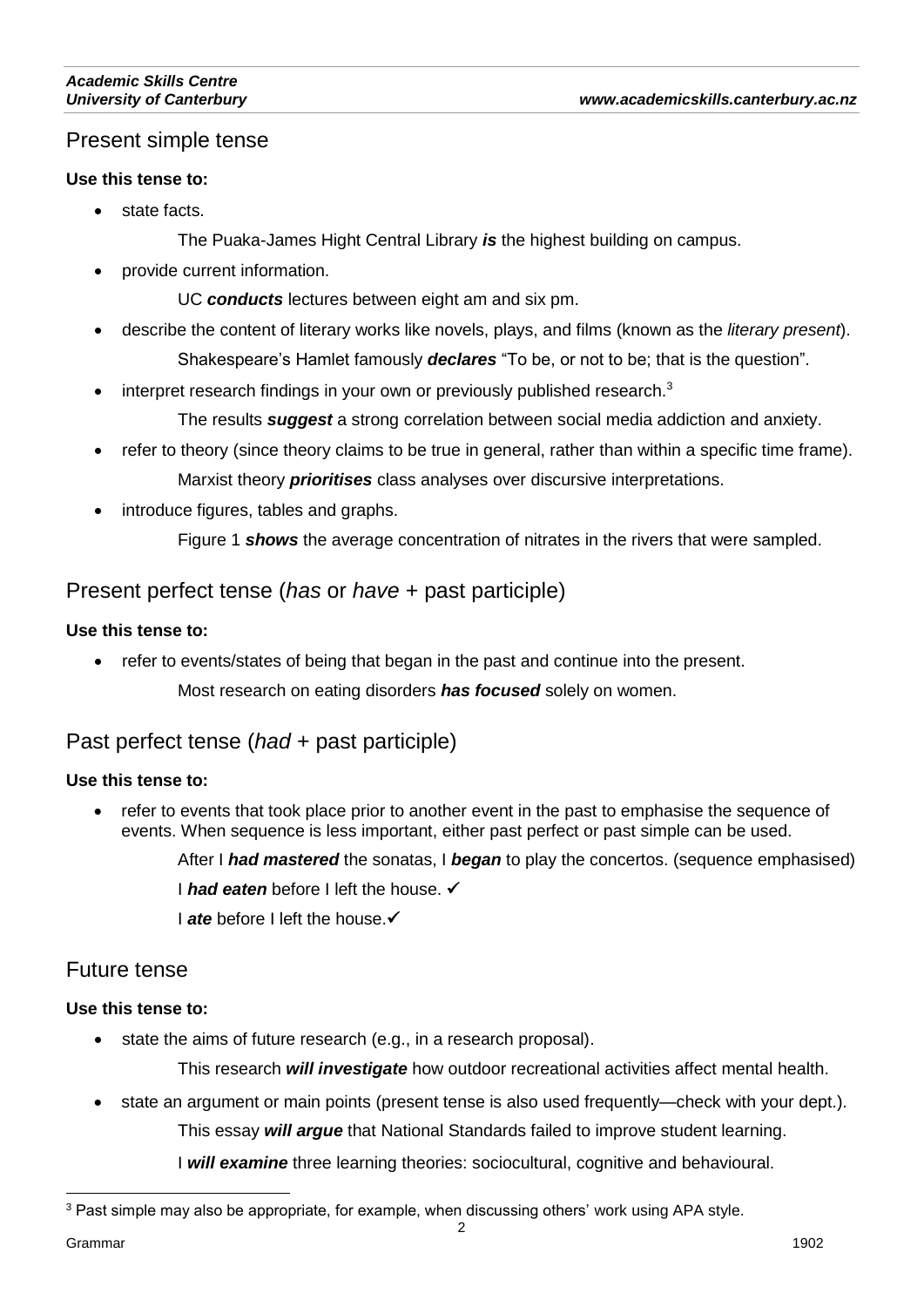## Present simple tense

**Use this tense to:**

- state facts.

  The Puaka-James Hight Central Library ***is*** the highest building on campus.

- provide current information.

  UC ***conducts*** lectures between eight am and six pm.

- describe the content of literary works like novels, plays, and films (known as the *literary present*).

  Shakespeare's Hamlet famously ***declares*** "To be, or not to be; that is the question".

- interpret research findings in your own or previously published research.[3]

  The results ***suggest*** a strong correlation between social media addiction and anxiety.

- refer to theory (since theory claims to be true in general, rather than within a specific time frame).

  Marxist theory ***prioritises*** class analyses over discursive interpretations.

- introduce figures, tables and graphs.

  Figure 1 ***shows*** the average concentration of nitrates in the rivers that were sampled.

## Present perfect tense (*has* or *have* + past participle)

**Use this tense to:**

- refer to events/states of being that began in the past and continue into the present.

  Most research on eating disorders ***has focused*** solely on women.

## Past perfect tense (*had* + past participle)

**Use this tense to:**

- refer to events that took place prior to another event in the past to emphasise the sequence of events. When sequence is less important, either past perfect or past simple can be used.

  After I ***had mastered*** the sonatas, I ***began*** to play the concertos. (sequence emphasised)

  I ***had eaten*** before I left the house. ✓

  I ***ate*** before I left the house.✓

## Future tense

**Use this tense to:**

- state the aims of future research (e.g., in a research proposal).

  This research ***will investigate*** how outdoor recreational activities affect mental health.

- state an argument or main points (present tense is also used frequently—check with your dept.).

  This essay ***will argue*** that National Standards failed to improve student learning.

  I ***will examine*** three learning theories: sociocultural, cognitive and behavioural.

---

[3] Past simple may also be appropriate, for example, when discussing others' work using APA style.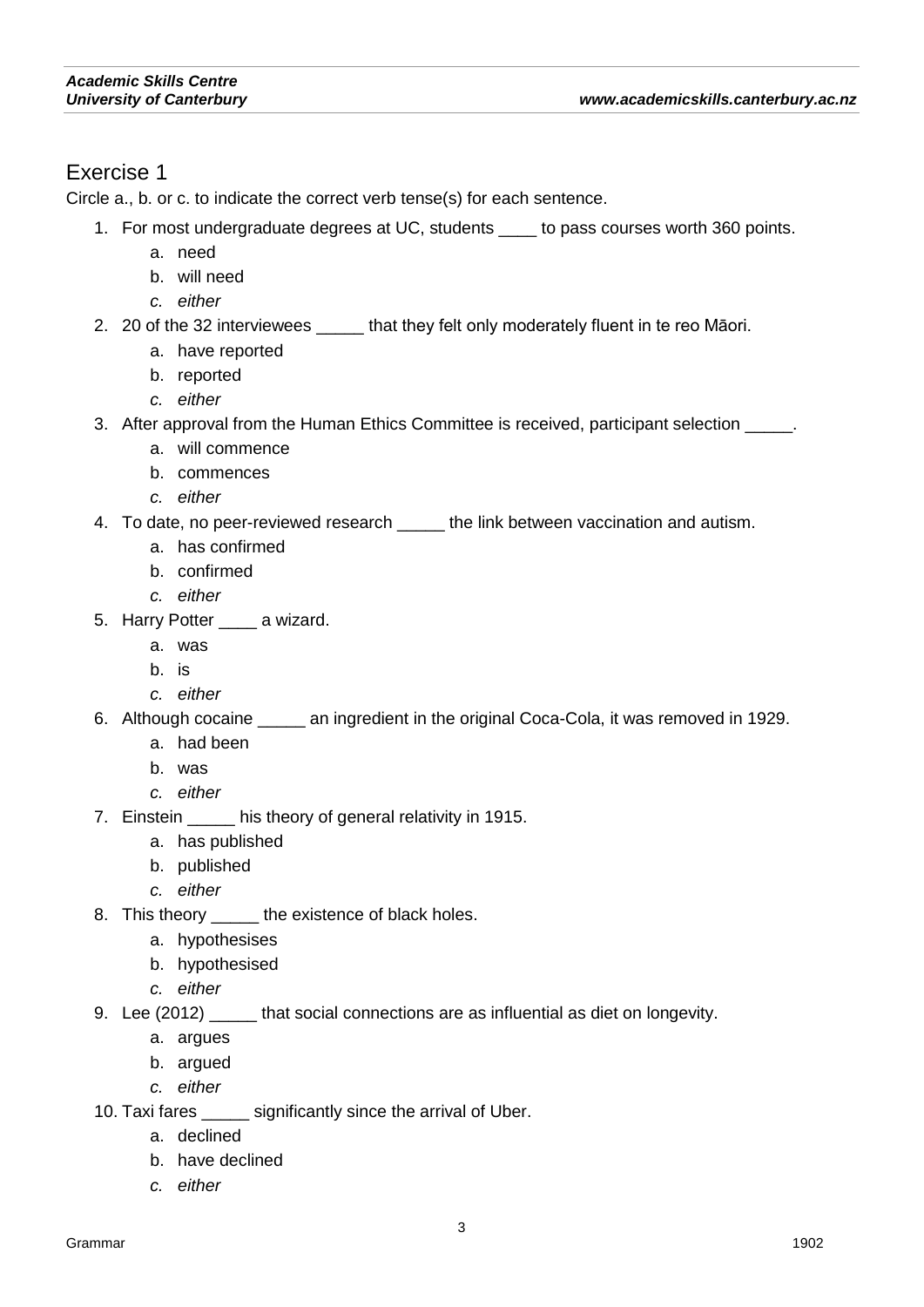# Exercise 1

Circle a., b. or c. to indicate the correct verb tense(s) for each sentence.

1. For most undergraduate degrees at UC, students ____ to pass courses worth 360 points.
    a. need
    b. will need
    c. *either*
2. 20 of the 32 interviewees _____ that they felt only moderately fluent in te reo Māori.
    a. have reported
    b. reported
    c. *either*
3. After approval from the Human Ethics Committee is received, participant selection _____.
    a. will commence
    b. commences
    c. *either*
4. To date, no peer-reviewed research _____ the link between vaccination and autism.
    a. has confirmed
    b. confirmed
    c. *either*
5. Harry Potter ____ a wizard.
    a. was
    b. is
    c. *either*
6. Although cocaine _____ an ingredient in the original Coca-Cola, it was removed in 1929.
    a. had been
    b. was
    c. *either*
7. Einstein _____ his theory of general relativity in 1915.
    a. has published
    b. published
    c. *either*
8. This theory _____ the existence of black holes.
    a. hypothesises
    b. hypothesised
    c. *either*
9. Lee (2012) _____ that social connections are as influential as diet on longevity.
    a. argues
    b. argued
    c. *either*
10. Taxi fares _____ significantly since the arrival of Uber.
    a. declined
    b. have declined
    c. *either*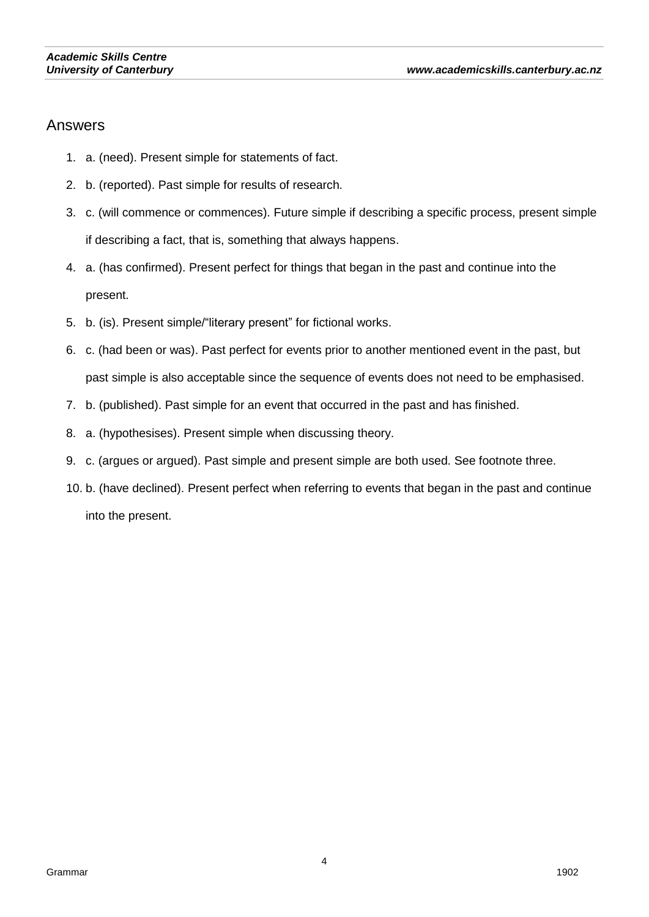## Answers

1. a. (need). Present simple for statements of fact.
2. b. (reported). Past simple for results of research.
3. c. (will commence or commences). Future simple if describing a specific process, present simple if describing a fact, that is, something that always happens.
4. a. (has confirmed). Present perfect for things that began in the past and continue into the present.
5. b. (is). Present simple/"literary present" for fictional works.
6. c. (had been or was). Past perfect for events prior to another mentioned event in the past, but past simple is also acceptable since the sequence of events does not need to be emphasised.
7. b. (published). Past simple for an event that occurred in the past and has finished.
8. a. (hypothesises). Present simple when discussing theory.
9. c. (argues or argued). Past simple and present simple are both used. See footnote three.
10. b. (have declined). Present perfect when referring to events that began in the past and continue into the present.